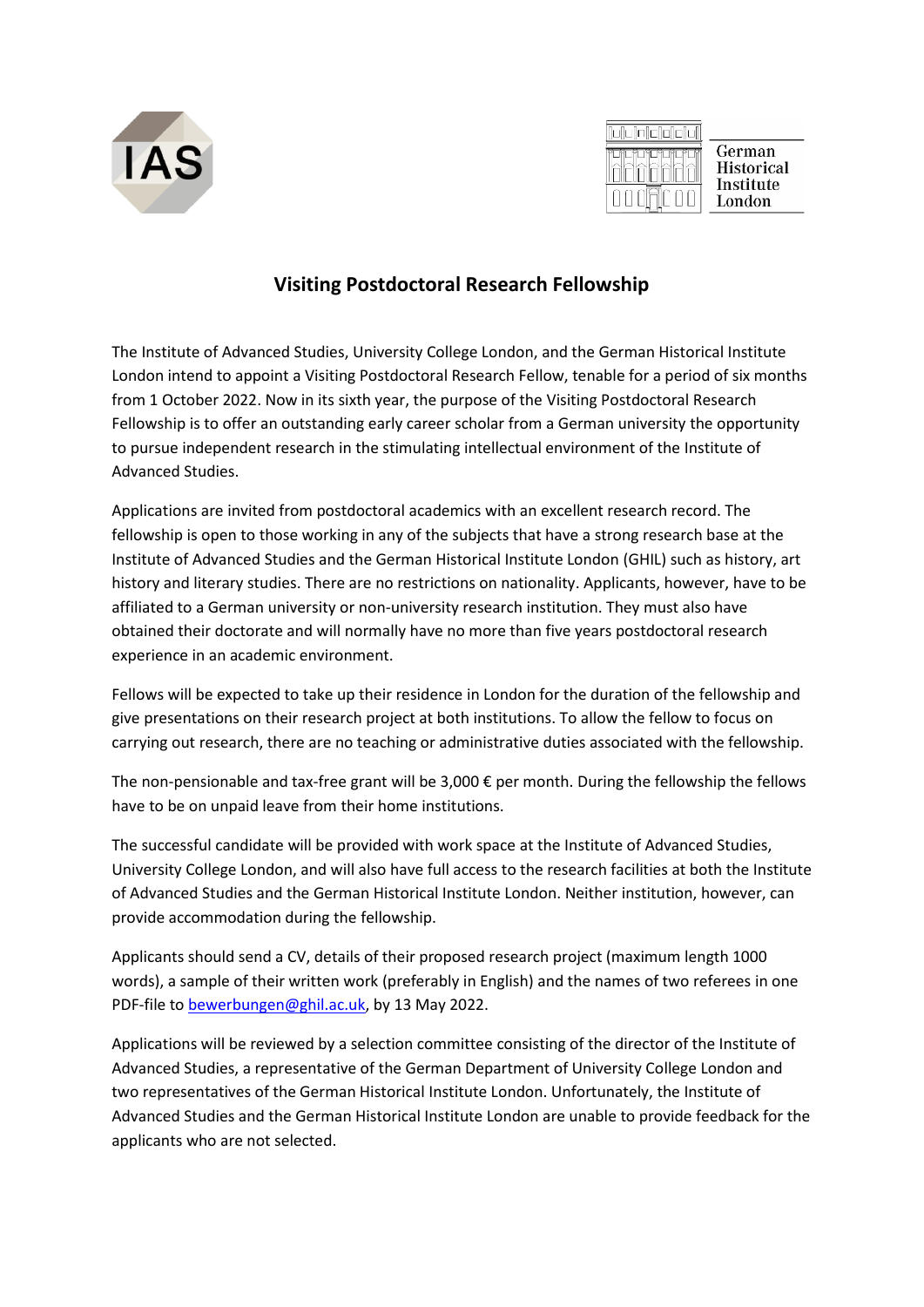IAS

German Historical Institute London

# Visiting Postdoctoral Research Fellowship

The Institute of Advanced Studies, University College London, and the German Historical Institute London intend to appoint a Visiting Postdoctoral Research Fellow, tenable for a period of six months from 1 October 2022. Now in its sixth year, the purpose of the Visiting Postdoctoral Research Fellowship is to offer an outstanding early career scholar from a German university the opportunity to pursue independent research in the stimulating intellectual environment of the Institute of Advanced Studies.

Applications are invited from postdoctoral academics with an excellent research record. The fellowship is open to those working in any of the subjects that have a strong research base at the Institute of Advanced Studies and the German Historical Institute London (GHIL) such as history, art history and literary studies. There are no restrictions on nationality. Applicants, however, have to be affiliated to a German university or non-university research institution. They must also have obtained their doctorate and will normally have no more than five years postdoctoral research experience in an academic environment.

Fellows will be expected to take up their residence in London for the duration of the fellowship and give presentations on their research project at both institutions. To allow the fellow to focus on carrying out research, there are no teaching or administrative duties associated with the fellowship.

The non-pensionable and tax-free grant will be 3,000 € per month. During the fellowship the fellows have to be on unpaid leave from their home institutions.

The successful candidate will be provided with work space at the Institute of Advanced Studies, University College London, and will also have full access to the research facilities at both the Institute of Advanced Studies and the German Historical Institute London. Neither institution, however, can provide accommodation during the fellowship.

Applicants should send a CV, details of their proposed research project (maximum length 1000 words), a sample of their written work (preferably in English) and the names of two referees in one PDF-file to [bewerbungen@ghil.ac.uk](mailto:bewerbungen@ghil.ac.uk), by 13 May 2022.

Applications will be reviewed by a selection committee consisting of the director of the Institute of Advanced Studies, a representative of the German Department of University College London and two representatives of the German Historical Institute London. Unfortunately, the Institute of Advanced Studies and the German Historical Institute London are unable to provide feedback for the applicants who are not selected.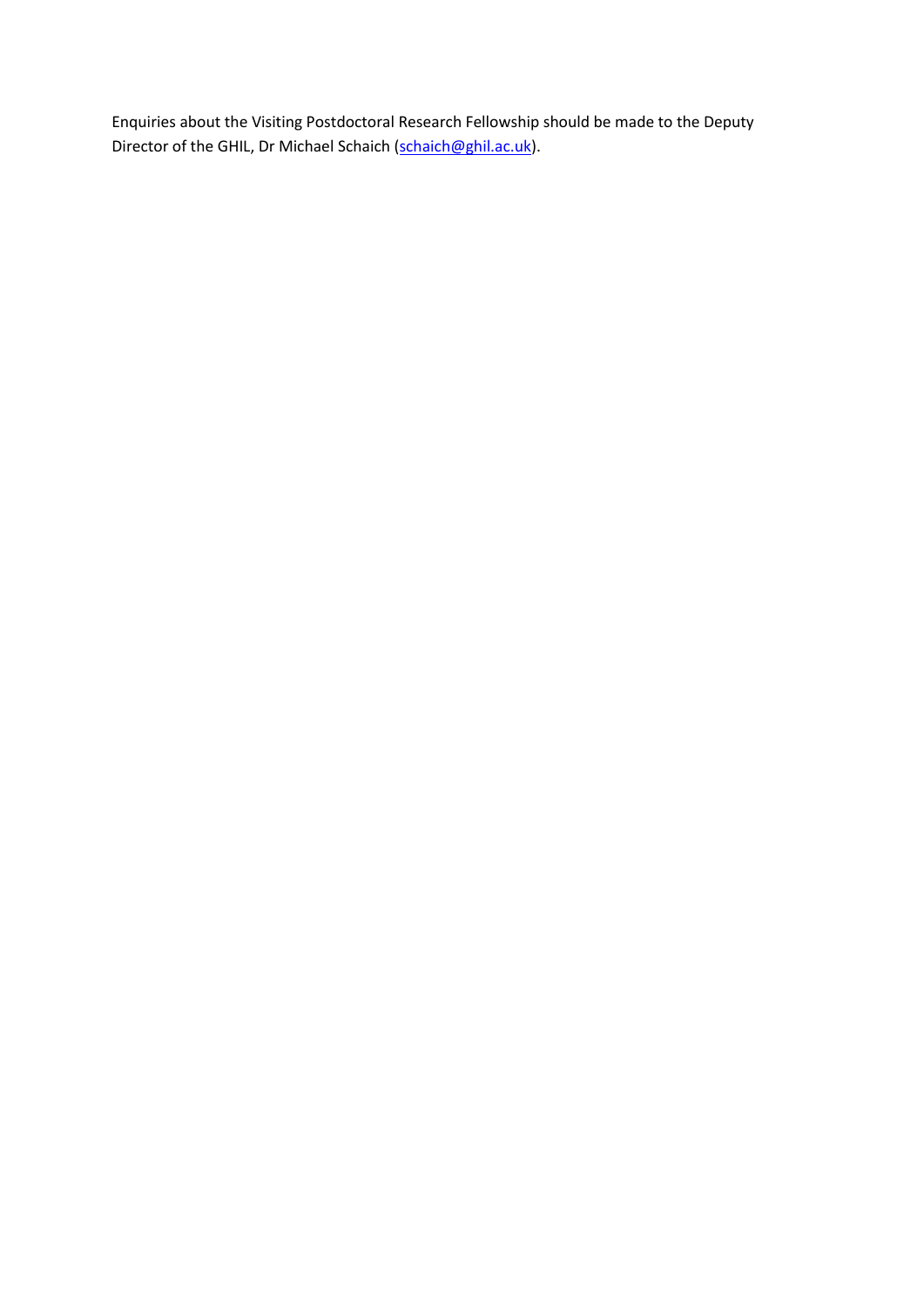Enquiries about the Visiting Postdoctoral Research Fellowship should be made to the Deputy Director of the GHIL, Dr Michael Schaich (schaich@ghil.ac.uk).